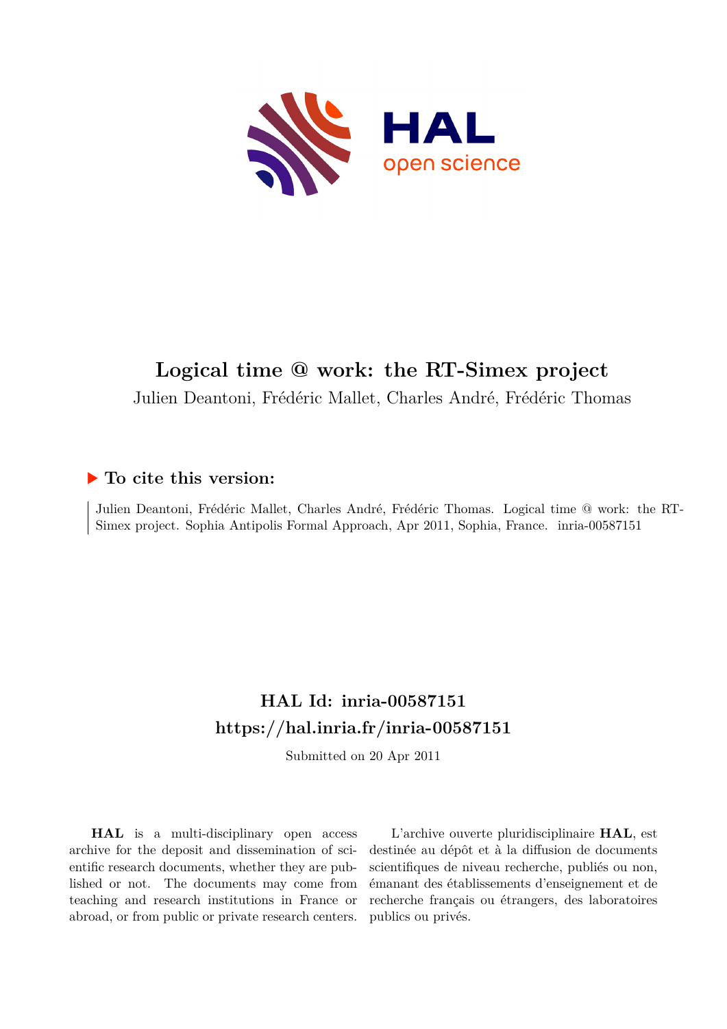# Logical time @ work: the RT-Simex project

Julien Deantoni, Frédéric Mallet, Charles André, Frédéric Thomas

## ▶ To cite this version:

Julien Deantoni, Frédéric Mallet, Charles André, Frédéric Thomas. Logical time @ work: the RT-Simex project. Sophia Antipolis Formal Approach, Apr 2011, Sophia, France. inria-00587151

## HAL Id: inria-00587151

## https://hal.inria.fr/inria-00587151

Submitted on 20 Apr 2011

**HAL** is a multi-disciplinary open access archive for the deposit and dissemination of scientific research documents, whether they are published or not. The documents may come from teaching and research institutions in France or abroad, or from public or private research centers.

L'archive ouverte pluridisciplinaire **HAL**, est destinée au dépôt et à la diffusion de documents scientifiques de niveau recherche, publiés ou non, émanant des établissements d'enseignement et de recherche français ou étrangers, des laboratoires publics ou privés.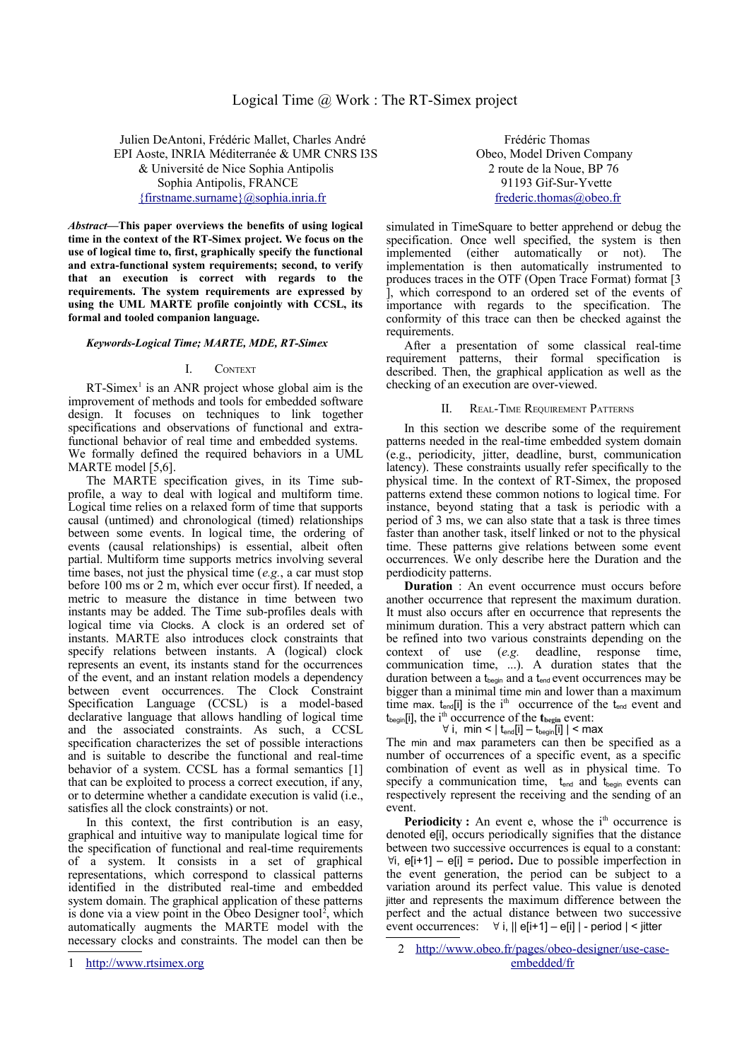# Logical Time @ Work : The RT-Simex project

Julien DeAntoni, Frédéric Mallet, Charles André
EPI Aoste, INRIA Méditerranée & UMR CNRS I3S
& Université de Nice Sophia Antipolis
Sophia Antipolis, FRANCE
{firstname.surname}@sophia.inria.fr

Frédéric Thomas
Obeo, Model Driven Company
2 route de la Noue, BP 76
91193 Gif-Sur-Yvette
frederic.thomas@obeo.fr

***Abstract*—This paper overviews the benefits of using logical time in the context of the RT-Simex project. We focus on the use of logical time to, first, graphically specify the functional and extra-functional system requirements; second, to verify that an execution is correct with regards to the requirements. The system requirements are expressed by using the UML MARTE profile conjointly with CCSL, its formal and tooled companion language.**

***Keywords-Logical Time; MARTE, MDE, RT-Simex***

## I. Context

RT-Simex[1] is an ANR project whose global aim is the improvement of methods and tools for embedded software design. It focuses on techniques to link together specifications and observations of functional and extra-functional behavior of real time and embedded systems. We formally defined the required behaviors in a UML MARTE model [5,6].

The MARTE specification gives, in its Time sub-profile, a way to deal with logical and multiform time. Logical time relies on a relaxed form of time that supports causal (untimed) and chronological (timed) relationships between some events. In logical time, the ordering of events (causal relationships) is essential, albeit often partial. Multiform time supports metrics involving several time bases, not just the physical time (*e.g.*, a car must stop before 100 ms or 2 m, which ever occur first). If needed, a metric to measure the distance in time between two instants may be added. The Time sub-profiles deals with logical time via Clocks. A clock is an ordered set of instants. MARTE also introduces clock constraints that specify relations between instants. A (logical) clock represents an event, its instants stand for the occurrences of the event, and an instant relation models a dependency between event occurrences. The Clock Constraint Specification Language (CCSL) is a model-based declarative language that allows handling of logical time and the associated constraints. As such, a CCSL specification characterizes the set of possible interactions and is suitable to describe the functional and real-time behavior of a system. CCSL has a formal semantics [1] that can be exploited to process a correct execution, if any, or to determine whether a candidate execution is valid (i.e., satisfies all the clock constraints) or not.

In this context, the first contribution is an easy, graphical and intuitive way to manipulate logical time for the specification of functional and real-time requirements of a system. It consists in a set of graphical representations, which correspond to classical patterns identified in the distributed real-time and embedded system domain. The graphical application of these patterns is done via a view point in the Obeo Designer tool[2], which automatically augments the MARTE model with the necessary clocks and constraints. The model can then be simulated in TimeSquare to better apprehend or debug the specification. Once well specified, the system is then implemented (either automatically or not). The implementation is then automatically instrumented to produces traces in the OTF (Open Trace Format) format [3 ], which correspond to an ordered set of the events of importance with regards to the specification. The conformity of this trace can then be checked against the requirements.

After a presentation of some classical real-time requirement patterns, their formal specification is described. Then, the graphical application as well as the checking of an execution are over-viewed.

## II. Real-Time Requirement Patterns

In this section we describe some of the requirement patterns needed in the real-time embedded system domain (e.g., periodicity, jitter, deadline, burst, communication latency). These constraints usually refer specifically to the physical time. In the context of RT-Simex, the proposed patterns extend these common notions to logical time. For instance, beyond stating that a task is periodic with a period of 3 ms, we can also state that a task is three times faster than another task, itself linked or not to the physical time. These patterns give relations between some event occurrences. We only describe here the Duration and the perdiodicity patterns.

**Duration** : An event occurrence must occurs before another occurrence that represent the maximum duration. It must also occurs after en occurrence that represents the minimum duration. This a very abstract pattern which can be refined into two various constraints depending on the context of use (*e.g.* deadline, response time, communication time, ...). A duration states that the duration between a $t_{begin}$ and a $t_{end}$ event occurrences may be bigger than a minimal time min and lower than a maximum time max. $t_{end}[i]$ is the i[th] occurrence of the $t_{end}$ event and $t_{begin}[i]$, the i[th] occurrence of the $\mathbf{t_{begin}}$ event:

$$\forall\, i,\ \ min < |\, t_{end}[i] - t_{begin}[i]\,| < max$$

The min and max parameters can then be specified as a number of occurrences of a specific event, as a specific combination of event as well as in physical time. To specify a communication time, $t_{end}$ and $t_{begin}$ events can respectively represent the receiving and the sending of an event.

**Periodicity :** An event e, whose the i[th] occurrence is denoted e[i], occurs periodically signifies that the distance between two successive occurrences is equal to a constant: $\forall i,\ e[i{+}1] - e[i] = period$. Due to possible imperfection in the event generation, the period can be subject to a variation around its perfect value. This value is denoted jitter and represents the maximum difference between the perfect and the actual distance between two successive event occurrences: $\forall\, i,\ ||\, e[i{+}1] - e[i]\,| - period\,| < jitter$

1 http://www.rtsimex.org

2 http://www.obeo.fr/pages/obeo-designer/use-case-embedded/fr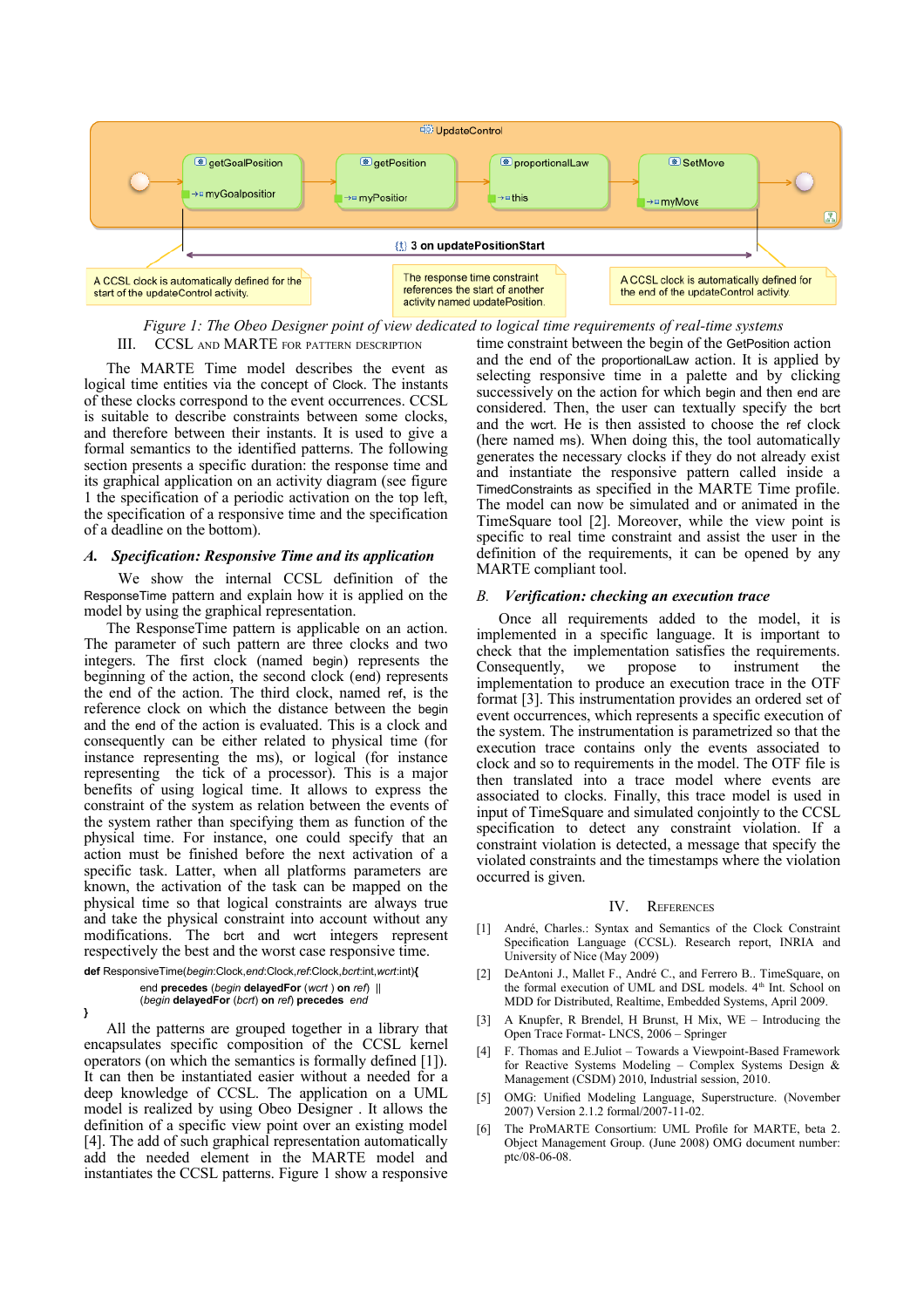UpdateControl

getGoalPosition

myGoalpositior

getPosition

myPositior

proportionalLaw

this

SetMove

myMove

{t} 3 on updatePositionStart

A CCSL clock is automatically defined for the start of the updateControl activity.

The response time constraint references the start of another activity named updatePosition.

A CCSL clock is automatically defined for the end of the updateControl activity.

*Figure 1: The Obeo Designer point of view dedicated to logical time requirements of real-time systems*

## III. CCSL AND MARTE FOR PATTERN DESCRIPTION

The MARTE Time model describes the event as logical time entities via the concept of Clock. The instants of these clocks correspond to the event occurrences. CCSL is suitable to describe constraints between some clocks, and therefore between their instants. It is used to give a formal semantics to the identified patterns. The following section presents a specific duration: the response time and its graphical application on an activity diagram (see figure 1 the specification of a periodic activation on the top left, the specification of a responsive time and the specification of a deadline on the bottom).

### *A. Specification: Responsive Time and its application*

We show the internal CCSL definition of the ResponseTime pattern and explain how it is applied on the model by using the graphical representation.

The ResponseTime pattern is applicable on an action. The parameter of such pattern are three clocks and two integers. The first clock (named begin) represents the beginning of the action, the second clock (end) represents the end of the action. The third clock, named ref, is the reference clock on which the distance between the begin and the end of the action is evaluated. This is a clock and consequently can be either related to physical time (for instance representing the ms), or logical (for instance representing the tick of a processor). This is a major benefits of using logical time. It allows to express the constraint of the system as relation between the events of the system rather than specifying them as function of the physical time. For instance, one could specify that an action must be finished before the next activation of a specific task. Latter, when all platforms parameters are known, the activation of the task can be mapped on the physical time so that logical constraints are always true and take the physical constraint into account without any modifications. The bcrt and wcrt integers represent respectively the best and the worst case responsive time.

```
def ResponseTime(begin:Clock,end:Clock,ref:Clock,bcrt:int,wcrt:int){
        end precedes (begin delayedFor (wcrt ) on ref)  ||
        (begin delayedFor (bcrt) on ref) precedes  end
}
```

All the patterns are grouped together in a library that encapsulates specific composition of the CCSL kernel operators (on which the semantics is formally defined [1]). It can then be instantiated easier without a needed for a deep knowledge of CCSL. The application on a UML model is realized by using Obeo Designer . It allows the definition of a specific view point over an existing model [4]. The add of such graphical representation automatically add the needed element in the MARTE model and instantiates the CCSL patterns. Figure 1 show a responsive time constraint between the begin of the GetPosition action and the end of the proportionalLaw action. It is applied by selecting responsive time in a palette and by clicking successively on the action for which begin and then end are considered. Then, the user can textually specify the bcrt and the wcrt. He is then assisted to choose the ref clock (here named ms). When doing this, the tool automatically generates the necessary clocks if they do not already exist and instantiate the responsive pattern called inside a TimedConstraints as specified in the MARTE Time profile. The model can now be simulated and or animated in the TimeSquare tool [2]. Moreover, while the view point is specific to real time constraint and assist the user in the definition of the requirements, it can be opened by any MARTE compliant tool.

### *B. Verification: checking an execution trace*

Once all requirements added to the model, it is implemented in a specific language. It is important to check that the implementation satisfies the requirements. Consequently, we propose to instrument the implementation to produce an execution trace in the OTF format [3]. This instrumentation provides an ordered set of event occurrences, which represents a specific execution of the system. The instrumentation is parametrized so that the execution trace contains only the events associated to clock and so to requirements in the model. The OTF file is then translated into a trace model where events are associated to clocks. Finally, this trace model is used in input of TimeSquare and simulated conjointly to the CCSL specification to detect any constraint violation. If a constraint violation is detected, a message that specify the violated constraints and the timestamps where the violation occurred is given.

## IV. REFERENCES

[1] André, Charles.: Syntax and Semantics of the Clock Constraint Specification Language (CCSL). Research report, INRIA and University of Nice (May 2009)

[2] DeAntoni J., Mallet F., André C., and Ferrero B.. TimeSquare, on the formal execution of UML and DSL models. 4th Int. School on MDD for Distributed, Realtime, Embedded Systems, April 2009.

[3] A Knupfer, R Brendel, H Brunst, H Mix, WE – Introducing the Open Trace Format- LNCS, 2006 – Springer

[4] F. Thomas and E.Juliot – Towards a Viewpoint-Based Framework for Reactive Systems Modeling – Complex Systems Design & Management (CSDM) 2010, Industrial session, 2010.

[5] OMG: Unified Modeling Language, Superstructure. (November 2007) Version 2.1.2 formal/2007-11-02.

[6] The ProMARTE Consortium: UML Profile for MARTE, beta 2. Object Management Group. (June 2008) OMG document number: ptc/08-06-08.